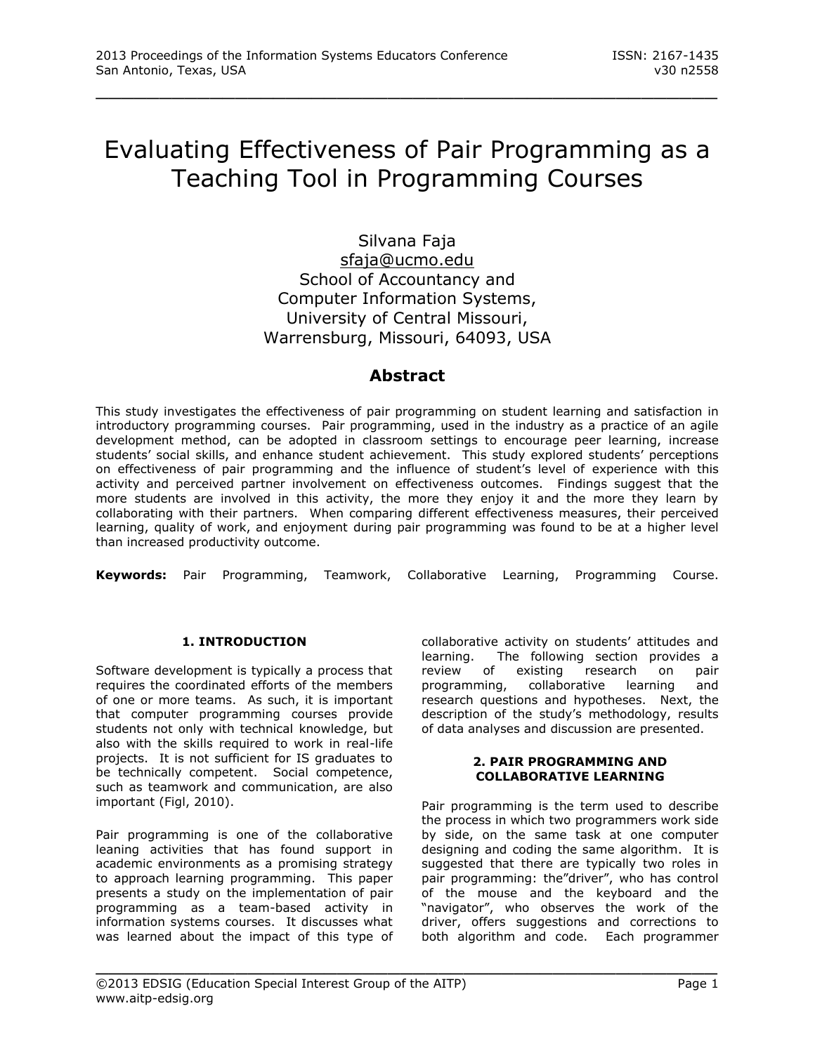# Evaluating Effectiveness of Pair Programming as a Teaching Tool in Programming Courses

Silvana Faja
sfaja@ucmo.edu
School of Accountancy and
Computer Information Systems,
University of Central Missouri,
Warrensburg, Missouri, 64093, USA

## Abstract

This study investigates the effectiveness of pair programming on student learning and satisfaction in introductory programming courses. Pair programming, used in the industry as a practice of an agile development method, can be adopted in classroom settings to encourage peer learning, increase students' social skills, and enhance student achievement. This study explored students' perceptions on effectiveness of pair programming and the influence of student's level of experience with this activity and perceived partner involvement on effectiveness outcomes. Findings suggest that the more students are involved in this activity, the more they enjoy it and the more they learn by collaborating with their partners. When comparing different effectiveness measures, their perceived learning, quality of work, and enjoyment during pair programming was found to be at a higher level than increased productivity outcome.

**Keywords:** Pair Programming, Teamwork, Collaborative Learning, Programming Course.

### 1. INTRODUCTION

Software development is typically a process that requires the coordinated efforts of the members of one or more teams. As such, it is important that computer programming courses provide students not only with technical knowledge, but also with the skills required to work in real-life projects. It is not sufficient for IS graduates to be technically competent. Social competence, such as teamwork and communication, are also important (Figl, 2010).

Pair programming is one of the collaborative leaning activities that has found support in academic environments as a promising strategy to approach learning programming. This paper presents a study on the implementation of pair programming as a team-based activity in information systems courses. It discusses what was learned about the impact of this type of collaborative activity on students' attitudes and learning. The following section provides a review of existing research on pair programming, collaborative learning and research questions and hypotheses. Next, the description of the study's methodology, results of data analyses and discussion are presented.

### 2. PAIR PROGRAMMING AND COLLABORATIVE LEARNING

Pair programming is the term used to describe the process in which two programmers work side by side, on the same task at one computer designing and coding the same algorithm. It is suggested that there are typically two roles in pair programming: the"driver", who has control of the mouse and the keyboard and the "navigator", who observes the work of the driver, offers suggestions and corrections to both algorithm and code. Each programmer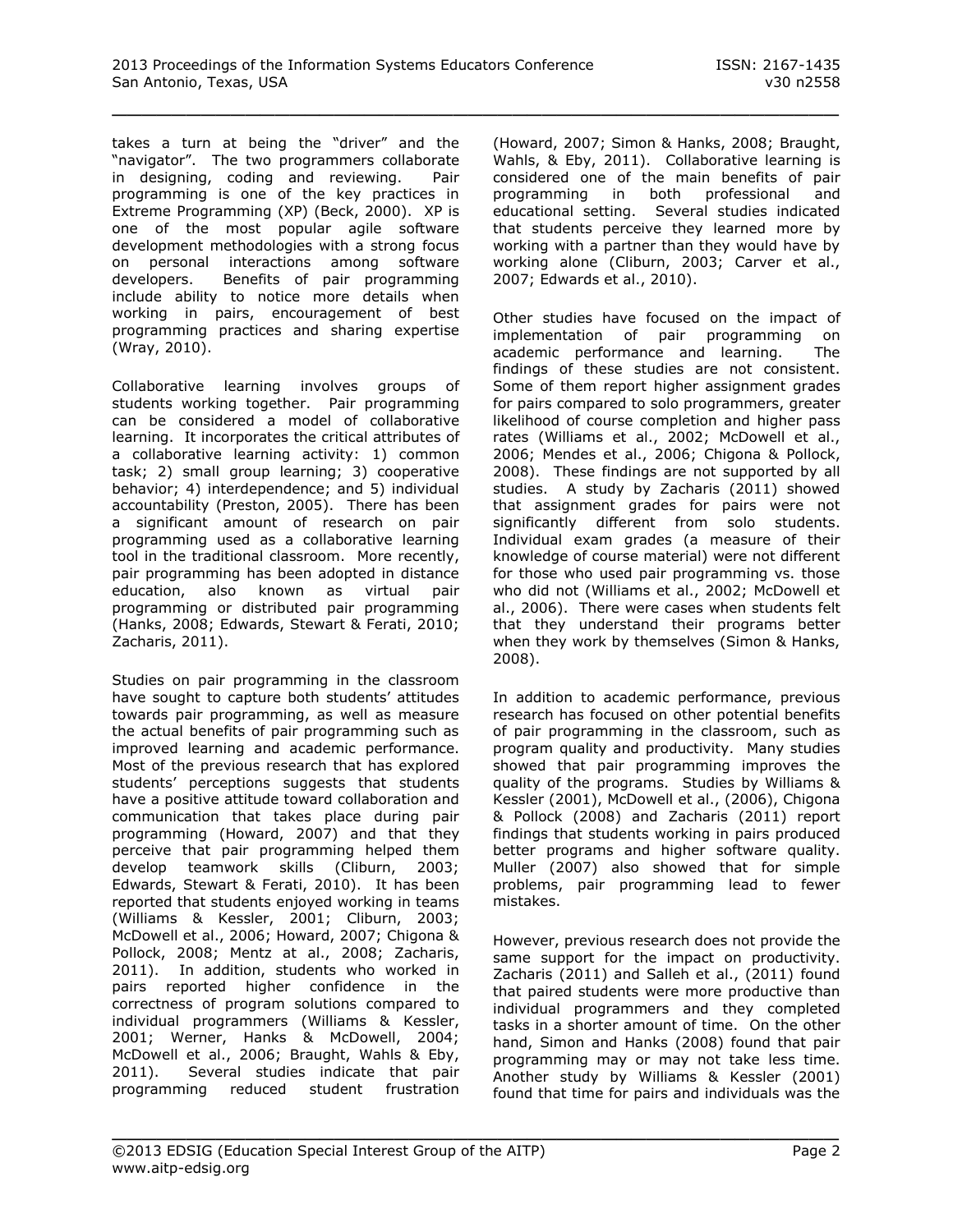takes a turn at being the "driver" and the "navigator". The two programmers collaborate in designing, coding and reviewing. Pair programming is one of the key practices in Extreme Programming (XP) (Beck, 2000). XP is one of the most popular agile software development methodologies with a strong focus on personal interactions among software developers. Benefits of pair programming include ability to notice more details when working in pairs, encouragement of best programming practices and sharing expertise (Wray, 2010).

Collaborative learning involves groups of students working together. Pair programming can be considered a model of collaborative learning. It incorporates the critical attributes of a collaborative learning activity: 1) common task; 2) small group learning; 3) cooperative behavior; 4) interdependence; and 5) individual accountability (Preston, 2005). There has been a significant amount of research on pair programming used as a collaborative learning tool in the traditional classroom. More recently, pair programming has been adopted in distance education, also known as virtual pair programming or distributed pair programming (Hanks, 2008; Edwards, Stewart & Ferati, 2010; Zacharis, 2011).

Studies on pair programming in the classroom have sought to capture both students' attitudes towards pair programming, as well as measure the actual benefits of pair programming such as improved learning and academic performance. Most of the previous research that has explored students' perceptions suggests that students have a positive attitude toward collaboration and communication that takes place during pair programming (Howard, 2007) and that they perceive that pair programming helped them develop teamwork skills (Cliburn, 2003; Edwards, Stewart & Ferati, 2010). It has been reported that students enjoyed working in teams (Williams & Kessler, 2001; Cliburn, 2003; McDowell et al., 2006; Howard, 2007; Chigona & Pollock, 2008; Mentz at al., 2008; Zacharis, 2011). In addition, students who worked in pairs reported higher confidence in the correctness of program solutions compared to individual programmers (Williams & Kessler, 2001; Werner, Hanks & McDowell, 2004; McDowell et al., 2006; Braught, Wahls & Eby, 2011). Several studies indicate that pair programming reduced student frustration (Howard, 2007; Simon & Hanks, 2008; Braught, Wahls, & Eby, 2011). Collaborative learning is considered one of the main benefits of pair programming in both professional and educational setting. Several studies indicated that students perceive they learned more by working with a partner than they would have by working alone (Cliburn, 2003; Carver et al., 2007; Edwards et al., 2010).

Other studies have focused on the impact of implementation of pair programming on academic performance and learning. The findings of these studies are not consistent. Some of them report higher assignment grades for pairs compared to solo programmers, greater likelihood of course completion and higher pass rates (Williams et al., 2002; McDowell et al., 2006; Mendes et al., 2006; Chigona & Pollock, 2008). These findings are not supported by all studies. A study by Zacharis (2011) showed that assignment grades for pairs were not significantly different from solo students. Individual exam grades (a measure of their knowledge of course material) were not different for those who used pair programming vs. those who did not (Williams et al., 2002; McDowell et al., 2006). There were cases when students felt that they understand their programs better when they work by themselves (Simon & Hanks, 2008).

In addition to academic performance, previous research has focused on other potential benefits of pair programming in the classroom, such as program quality and productivity. Many studies showed that pair programming improves the quality of the programs. Studies by Williams & Kessler (2001), McDowell et al., (2006), Chigona & Pollock (2008) and Zacharis (2011) report findings that students working in pairs produced better programs and higher software quality. Muller (2007) also showed that for simple problems, pair programming lead to fewer mistakes.

However, previous research does not provide the same support for the impact on productivity. Zacharis (2011) and Salleh et al., (2011) found that paired students were more productive than individual programmers and they completed tasks in a shorter amount of time. On the other hand, Simon and Hanks (2008) found that pair programming may or may not take less time. Another study by Williams & Kessler (2001) found that time for pairs and individuals was the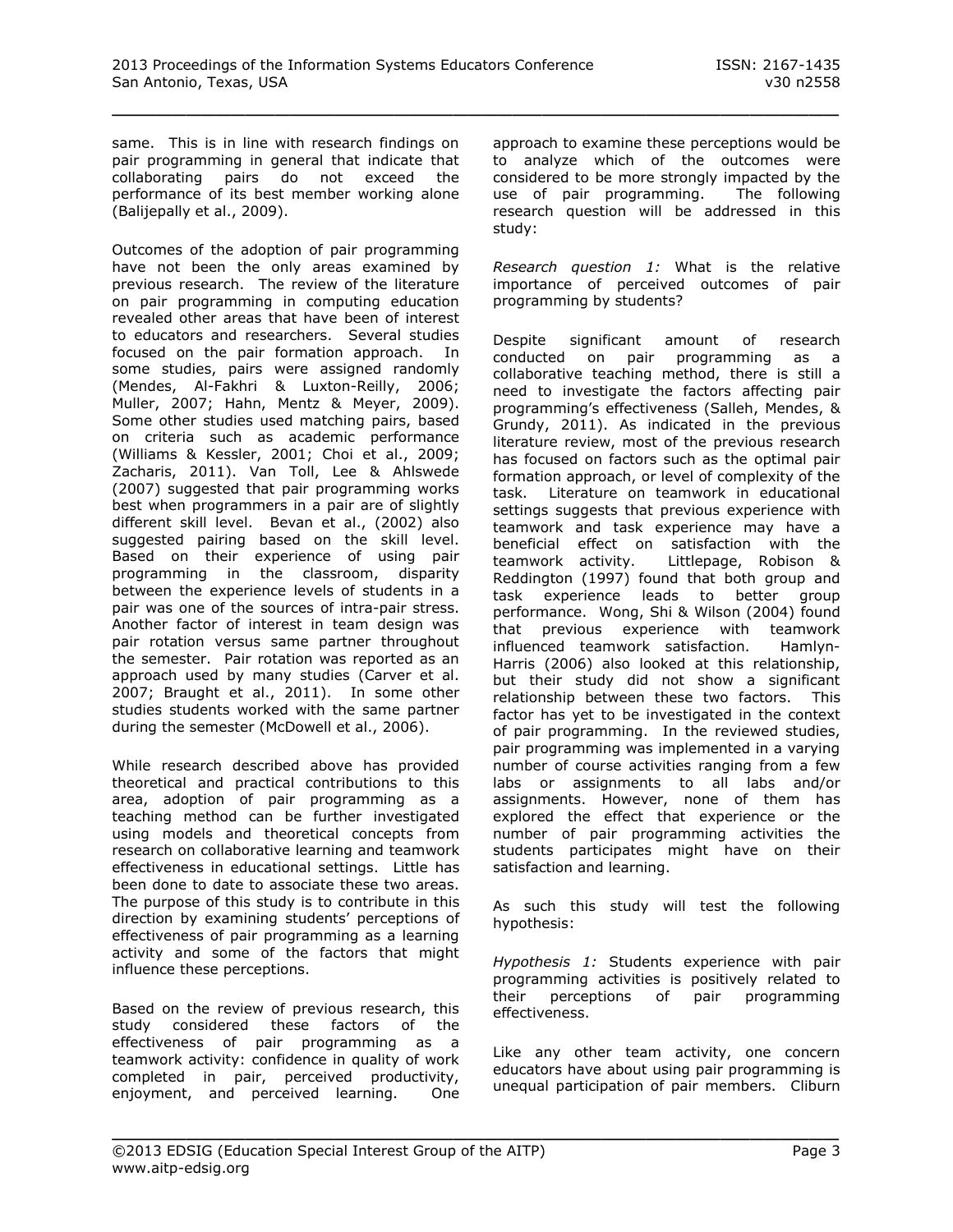same. This is in line with research findings on pair programming in general that indicate that collaborating pairs do not exceed the performance of its best member working alone (Balijepally et al., 2009).

Outcomes of the adoption of pair programming have not been the only areas examined by previous research. The review of the literature on pair programming in computing education revealed other areas that have been of interest to educators and researchers. Several studies focused on the pair formation approach. In some studies, pairs were assigned randomly (Mendes, Al-Fakhri & Luxton-Reilly, 2006; Muller, 2007; Hahn, Mentz & Meyer, 2009). Some other studies used matching pairs, based on criteria such as academic performance (Williams & Kessler, 2001; Choi et al., 2009; Zacharis, 2011). Van Toll, Lee & Ahlswede (2007) suggested that pair programming works best when programmers in a pair are of slightly different skill level. Bevan et al., (2002) also suggested pairing based on the skill level. Based on their experience of using pair programming in the classroom, disparity between the experience levels of students in a pair was one of the sources of intra-pair stress. Another factor of interest in team design was pair rotation versus same partner throughout the semester. Pair rotation was reported as an approach used by many studies (Carver et al. 2007; Braught et al., 2011). In some other studies students worked with the same partner during the semester (McDowell et al., 2006).

While research described above has provided theoretical and practical contributions to this area, adoption of pair programming as a teaching method can be further investigated using models and theoretical concepts from research on collaborative learning and teamwork effectiveness in educational settings. Little has been done to date to associate these two areas. The purpose of this study is to contribute in this direction by examining students' perceptions of effectiveness of pair programming as a learning activity and some of the factors that might influence these perceptions.

Based on the review of previous research, this study considered these factors of the effectiveness of pair programming as a teamwork activity: confidence in quality of work completed in pair, perceived productivity, enjoyment, and perceived learning. One approach to examine these perceptions would be to analyze which of the outcomes were considered to be more strongly impacted by the use of pair programming. The following research question will be addressed in this study:

*Research question 1:* What is the relative importance of perceived outcomes of pair programming by students?

Despite significant amount of research conducted on pair programming as a collaborative teaching method, there is still a need to investigate the factors affecting pair programming's effectiveness (Salleh, Mendes, & Grundy, 2011). As indicated in the previous literature review, most of the previous research has focused on factors such as the optimal pair formation approach, or level of complexity of the task. Literature on teamwork in educational settings suggests that previous experience with teamwork and task experience may have a beneficial effect on satisfaction with the teamwork activity. Littlepage, Robison & Reddington (1997) found that both group and task experience leads to better group performance. Wong, Shi & Wilson (2004) found that previous experience with teamwork influenced teamwork satisfaction. Hamlyn-Harris (2006) also looked at this relationship, but their study did not show a significant relationship between these two factors. This factor has yet to be investigated in the context of pair programming. In the reviewed studies, pair programming was implemented in a varying number of course activities ranging from a few labs or assignments to all labs and/or assignments. However, none of them has explored the effect that experience or the number of pair programming activities the students participates might have on their satisfaction and learning.

As such this study will test the following hypothesis:

*Hypothesis 1:* Students experience with pair programming activities is positively related to their perceptions of pair programming effectiveness.

Like any other team activity, one concern educators have about using pair programming is unequal participation of pair members. Cliburn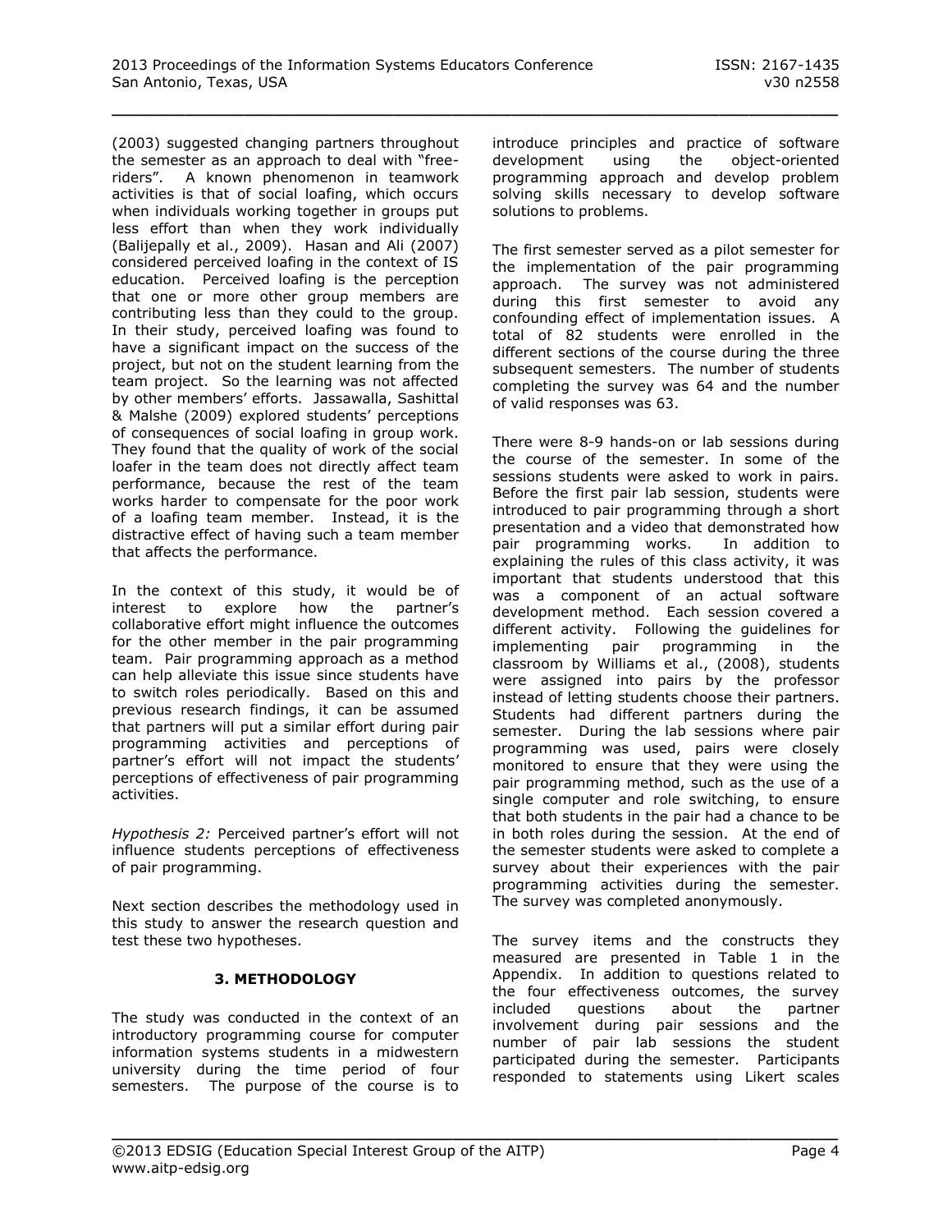(2003) suggested changing partners throughout the semester as an approach to deal with "free-riders". A known phenomenon in teamwork activities is that of social loafing, which occurs when individuals working together in groups put less effort than when they work individually (Balijepally et al., 2009). Hasan and Ali (2007) considered perceived loafing in the context of IS education. Perceived loafing is the perception that one or more other group members are contributing less than they could to the group. In their study, perceived loafing was found to have a significant impact on the success of the project, but not on the student learning from the team project. So the learning was not affected by other members' efforts. Jassawalla, Sashittal & Malshe (2009) explored students' perceptions of consequences of social loafing in group work. They found that the quality of work of the social loafer in the team does not directly affect team performance, because the rest of the team works harder to compensate for the poor work of a loafing team member. Instead, it is the distractive effect of having such a team member that affects the performance.

In the context of this study, it would be of interest to explore how the partner's collaborative effort might influence the outcomes for the other member in the pair programming team. Pair programming approach as a method can help alleviate this issue since students have to switch roles periodically. Based on this and previous research findings, it can be assumed that partners will put a similar effort during pair programming activities and perceptions of partner's effort will not impact the students' perceptions of effectiveness of pair programming activities.

*Hypothesis 2:* Perceived partner's effort will not influence students perceptions of effectiveness of pair programming.

Next section describes the methodology used in this study to answer the research question and test these two hypotheses.

## 3. METHODOLOGY

The study was conducted in the context of an introductory programming course for computer information systems students in a midwestern university during the time period of four semesters. The purpose of the course is to introduce principles and practice of software development using the object-oriented programming approach and develop problem solving skills necessary to develop software solutions to problems.

The first semester served as a pilot semester for the implementation of the pair programming approach. The survey was not administered during this first semester to avoid any confounding effect of implementation issues. A total of 82 students were enrolled in the different sections of the course during the three subsequent semesters. The number of students completing the survey was 64 and the number of valid responses was 63.

There were 8-9 hands-on or lab sessions during the course of the semester. In some of the sessions students were asked to work in pairs. Before the first pair lab session, students were introduced to pair programming through a short presentation and a video that demonstrated how pair programming works. In addition to explaining the rules of this class activity, it was important that students understood that this was a component of an actual software development method. Each session covered a different activity. Following the guidelines for implementing pair programming in the classroom by Williams et al., (2008), students were assigned into pairs by the professor instead of letting students choose their partners. Students had different partners during the semester. During the lab sessions where pair programming was used, pairs were closely monitored to ensure that they were using the pair programming method, such as the use of a single computer and role switching, to ensure that both students in the pair had a chance to be in both roles during the session. At the end of the semester students were asked to complete a survey about their experiences with the pair programming activities during the semester. The survey was completed anonymously.

The survey items and the constructs they measured are presented in Table 1 in the Appendix. In addition to questions related to the four effectiveness outcomes, the survey included questions about the partner involvement during pair sessions and the number of pair lab sessions the student participated during the semester. Participants responded to statements using Likert scales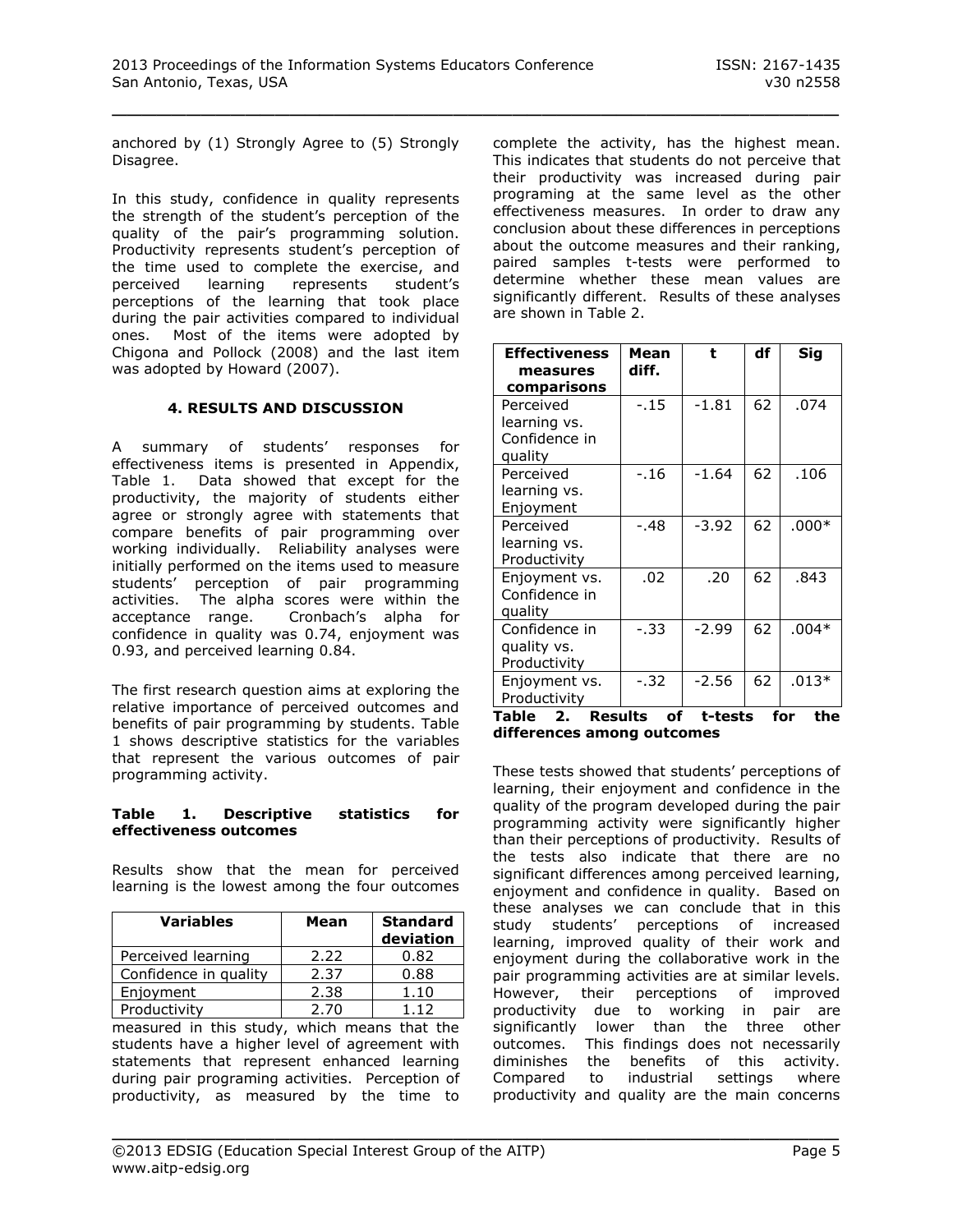anchored by (1) Strongly Agree to (5) Strongly Disagree.

In this study, confidence in quality represents the strength of the student's perception of the quality of the pair's programming solution. Productivity represents student's perception of the time used to complete the exercise, and perceived learning represents student's perceptions of the learning that took place during the pair activities compared to individual ones. Most of the items were adopted by Chigona and Pollock (2008) and the last item was adopted by Howard (2007).

## 4. RESULTS AND DISCUSSION

A summary of students' responses for effectiveness items is presented in Appendix, Table 1. Data showed that except for the productivity, the majority of students either agree or strongly agree with statements that compare benefits of pair programming over working individually. Reliability analyses were initially performed on the items used to measure students' perception of pair programming activities. The alpha scores were within the acceptance range. Cronbach's alpha for confidence in quality was 0.74, enjoyment was 0.93, and perceived learning 0.84.

The first research question aims at exploring the relative importance of perceived outcomes and benefits of pair programming by students. Table 1 shows descriptive statistics for the variables that represent the various outcomes of pair programming activity.

**Table 1. Descriptive statistics for effectiveness outcomes**

Results show that the mean for perceived learning is the lowest among the four outcomes

| Variables | Mean | Standard deviation |
|---|---|---|
| Perceived learning | 2.22 | 0.82 |
| Confidence in quality | 2.37 | 0.88 |
| Enjoyment | 2.38 | 1.10 |
| Productivity | 2.70 | 1.12 |

measured in this study, which means that the students have a higher level of agreement with statements that represent enhanced learning during pair programing activities. Perception of productivity, as measured by the time to complete the activity, has the highest mean. This indicates that students do not perceive that their productivity was increased during pair programing at the same level as the other effectiveness measures. In order to draw any conclusion about these differences in perceptions about the outcome measures and their ranking, paired samples t-tests were performed to determine whether these mean values are significantly different. Results of these analyses are shown in Table 2.

| Effectiveness measures comparisons | Mean diff. | t | df | Sig |
|---|---|---|---|---|
| Perceived learning vs. Confidence in quality | -.15 | -1.81 | 62 | .074 |
| Perceived learning vs. Enjoyment | -.16 | -1.64 | 62 | .106 |
| Perceived learning vs. Productivity | -.48 | -3.92 | 62 | .000* |
| Enjoyment vs. Confidence in quality | .02 | .20 | 62 | .843 |
| Confidence in quality vs. Productivity | -.33 | -2.99 | 62 | .004* |
| Enjoyment vs. Productivity | -.32 | -2.56 | 62 | .013* |

**Table 2. Results of t-tests for the differences among outcomes**

These tests showed that students' perceptions of learning, their enjoyment and confidence in the quality of the program developed during the pair programming activity were significantly higher than their perceptions of productivity. Results of the tests also indicate that there are no significant differences among perceived learning, enjoyment and confidence in quality. Based on these analyses we can conclude that in this study students' perceptions of increased learning, improved quality of their work and enjoyment during the collaborative work in the pair programming activities are at similar levels. However, their perceptions of improved productivity due to working in pair are significantly lower than the three other outcomes. This findings does not necessarily diminishes the benefits of this activity. Compared to industrial settings where productivity and quality are the main concerns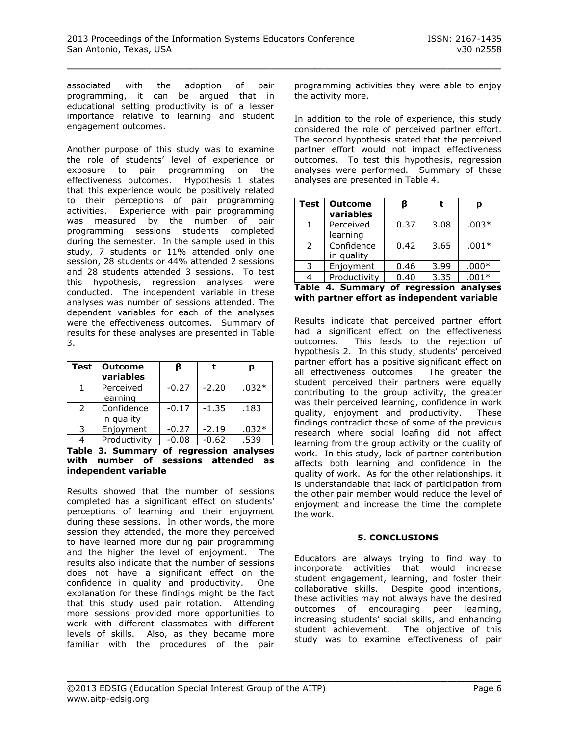associated with the adoption of pair programming, it can be argued that in educational setting productivity is of a lesser importance relative to learning and student engagement outcomes.

Another purpose of this study was to examine the role of students' level of experience or exposure to pair programming on the effectiveness outcomes. Hypothesis 1 states that this experience would be positively related to their perceptions of pair programming activities. Experience with pair programming was measured by the number of pair programming sessions students completed during the semester. In the sample used in this study, 7 students or 11% attended only one session, 28 students or 44% attended 2 sessions and 28 students attended 3 sessions. To test this hypothesis, regression analyses were conducted. The independent variable in these analyses was number of sessions attended. The dependent variables for each of the analyses were the effectiveness outcomes. Summary of results for these analyses are presented in Table 3.

| Test | Outcome variables | β | t | p |
|---|---|---|---|---|
| 1 | Perceived learning | -0.27 | -2.20 | .032* |
| 2 | Confidence in quality | -0.17 | -1.35 | .183 |
| 3 | Enjoyment | -0.27 | -2.19 | .032* |
| 4 | Productivity | -0.08 | -0.62 | .539 |

**Table 3. Summary of regression analyses with number of sessions attended as independent variable**

Results showed that the number of sessions completed has a significant effect on students' perceptions of learning and their enjoyment during these sessions. In other words, the more session they attended, the more they perceived to have learned more during pair programming and the higher the level of enjoyment. The results also indicate that the number of sessions does not have a significant effect on the confidence in quality and productivity. One explanation for these findings might be the fact that this study used pair rotation. Attending more sessions provided more opportunities to work with different classmates with different levels of skills. Also, as they became more familiar with the procedures of the pair programming activities they were able to enjoy the activity more.

In addition to the role of experience, this study considered the role of perceived partner effort. The second hypothesis stated that the perceived partner effort would not impact effectiveness outcomes. To test this hypothesis, regression analyses were performed. Summary of these analyses are presented in Table 4.

| Test | Outcome variables | β | t | p |
|---|---|---|---|---|
| 1 | Perceived learning | 0.37 | 3.08 | .003* |
| 2 | Confidence in quality | 0.42 | 3.65 | .001* |
| 3 | Enjoyment | 0.46 | 3.99 | .000* |
| 4 | Productivity | 0.40 | 3.35 | .001* |

**Table 4. Summary of regression analyses with partner effort as independent variable**

Results indicate that perceived partner effort had a significant effect on the effectiveness outcomes. This leads to the rejection of hypothesis 2. In this study, students' perceived partner effort has a positive significant effect on all effectiveness outcomes. The greater the student perceived their partners were equally contributing to the group activity, the greater was their perceived learning, confidence in work quality, enjoyment and productivity. These findings contradict those of some of the previous research where social loafing did not affect learning from the group activity or the quality of work. In this study, lack of partner contribution affects both learning and confidence in the quality of work. As for the other relationships, it is understandable that lack of participation from the other pair member would reduce the level of enjoyment and increase the time the complete the work.

## 5. CONCLUSIONS

Educators are always trying to find way to incorporate activities that would increase student engagement, learning, and foster their collaborative skills. Despite good intentions, these activities may not always have the desired outcomes of encouraging peer learning, increasing students' social skills, and enhancing student achievement. The objective of this study was to examine effectiveness of pair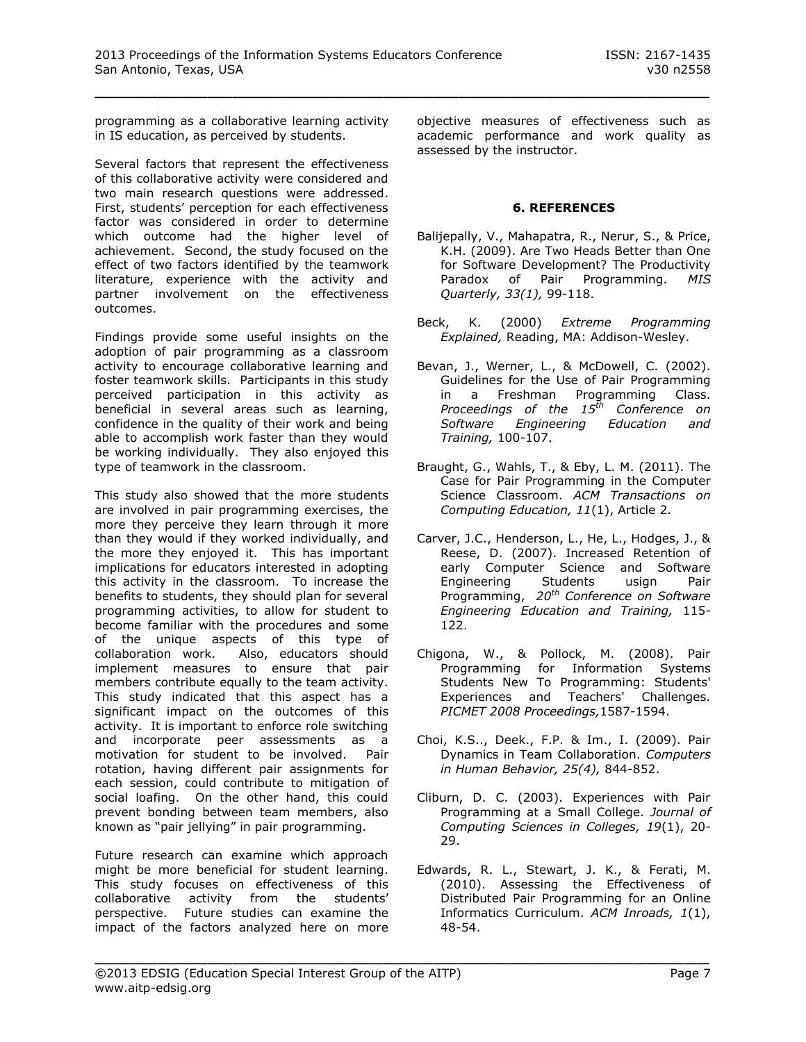programming as a collaborative learning activity in IS education, as perceived by students.

Several factors that represent the effectiveness of this collaborative activity were considered and two main research questions were addressed. First, students' perception for each effectiveness factor was considered in order to determine which outcome had the higher level of achievement. Second, the study focused on the effect of two factors identified by the teamwork literature, experience with the activity and partner involvement on the effectiveness outcomes.

Findings provide some useful insights on the adoption of pair programming as a classroom activity to encourage collaborative learning and foster teamwork skills. Participants in this study perceived participation in this activity as beneficial in several areas such as learning, confidence in the quality of their work and being able to accomplish work faster than they would be working individually. They also enjoyed this type of teamwork in the classroom.

This study also showed that the more students are involved in pair programming exercises, the more they perceive they learn through it more than they would if they worked individually, and the more they enjoyed it. This has important implications for educators interested in adopting this activity in the classroom. To increase the benefits to students, they should plan for several programming activities, to allow for student to become familiar with the procedures and some of the unique aspects of this type of collaboration work. Also, educators should implement measures to ensure that pair members contribute equally to the team activity. This study indicated that this aspect has a significant impact on the outcomes of this activity. It is important to enforce role switching and incorporate peer assessments as a motivation for student to be involved. Pair rotation, having different pair assignments for each session, could contribute to mitigation of social loafing. On the other hand, this could prevent bonding between team members, also known as "pair jellying" in pair programming.

Future research can examine which approach might be more beneficial for student learning. This study focuses on effectiveness of this collaborative activity from the students' perspective. Future studies can examine the impact of the factors analyzed here on more objective measures of effectiveness such as academic performance and work quality as assessed by the instructor.

## 6. REFERENCES

Balijepally, V., Mahapatra, R., Nerur, S., & Price, K.H. (2009). Are Two Heads Better than One for Software Development? The Productivity Paradox of Pair Programming. *MIS Quarterly, 33(1),* 99-118.

Beck, K. (2000) *Extreme Programming Explained,* Reading, MA: Addison-Wesley.

Bevan, J., Werner, L., & McDowell, C. (2002). Guidelines for the Use of Pair Programming in a Freshman Programming Class. *Proceedings of the 15th Conference on Software Engineering Education and Training,* 100-107.

Braught, G., Wahls, T., & Eby, L. M. (2011). The Case for Pair Programming in the Computer Science Classroom. *ACM Transactions on Computing Education, 11*(1), Article 2.

Carver, J.C., Henderson, L., He, L., Hodges, J., & Reese, D. (2007). Increased Retention of early Computer Science and Software Engineering Students usign Pair Programming, *20th Conference on Software Engineering Education and Training,* 115-122.

Chigona, W., & Pollock, M. (2008). Pair Programming for Information Systems Students New To Programming: Students' Experiences and Teachers' Challenges. *PICMET 2008 Proceedings,*1587-1594.

Choi, K.S.., Deek., F.P. & Im., I. (2009). Pair Dynamics in Team Collaboration. *Computers in Human Behavior, 25(4),* 844-852.

Cliburn, D. C. (2003). Experiences with Pair Programming at a Small College. *Journal of Computing Sciences in Colleges, 19*(1), 20-29.

Edwards, R. L., Stewart, J. K., & Ferati, M. (2010). Assessing the Effectiveness of Distributed Pair Programming for an Online Informatics Curriculum. *ACM Inroads, 1*(1), 48-54.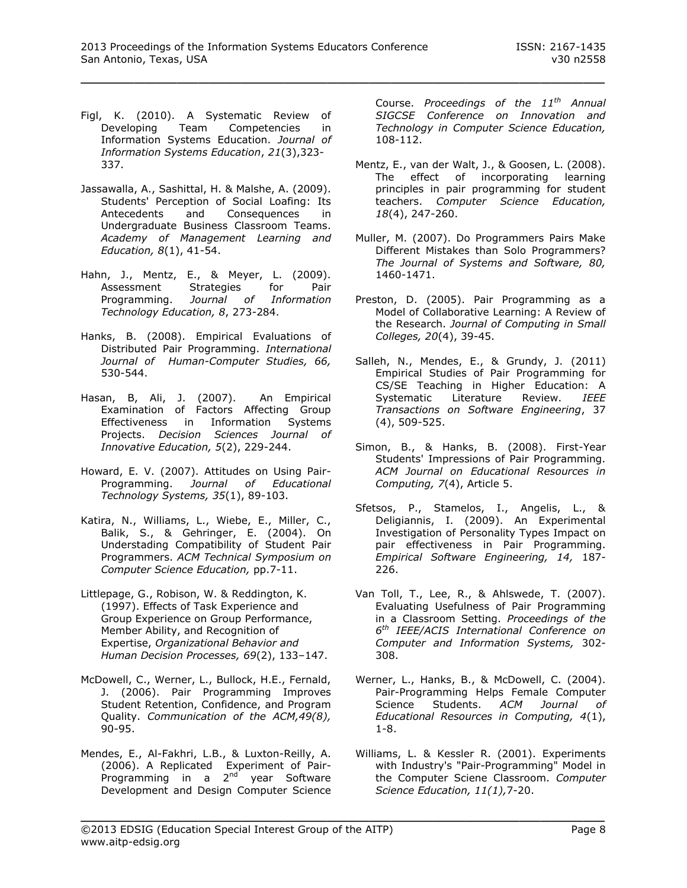Figl, K. (2010). A Systematic Review of Developing Team Competencies in Information Systems Education. *Journal of Information Systems Education*, *21*(3),323-337.

Jassawalla, A., Sashittal, H. & Malshe, A. (2009). Students' Perception of Social Loafing: Its Antecedents and Consequences in Undergraduate Business Classroom Teams. *Academy of Management Learning and Education, 8*(1), 41-54.

Hahn, J., Mentz, E., & Meyer, L. (2009). Assessment Strategies for Pair Programming. *Journal of Information Technology Education, 8*, 273-284.

Hanks, B. (2008). Empirical Evaluations of Distributed Pair Programming. *International Journal of Human-Computer Studies, 66,* 530-544.

Hasan, B, Ali, J. (2007). An Empirical Examination of Factors Affecting Group Effectiveness in Information Systems Projects. *Decision Sciences Journal of Innovative Education, 5*(2), 229-244.

Howard, E. V. (2007). Attitudes on Using Pair-Programming. *Journal of Educational Technology Systems, 35*(1), 89-103.

Katira, N., Williams, L., Wiebe, E., Miller, C., Balik, S., & Gehringer, E. (2004). On Understading Compatibility of Student Pair Programmers. *ACM Technical Symposium on Computer Science Education,* pp.7-11.

Littlepage, G., Robison, W. & Reddington, K. (1997). Effects of Task Experience and Group Experience on Group Performance, Member Ability, and Recognition of Expertise, *Organizational Behavior and Human Decision Processes, 69*(2), 133–147.

McDowell, C., Werner, L., Bullock, H.E., Fernald, J. (2006). Pair Programming Improves Student Retention, Confidence, and Program Quality. *Communication of the ACM,49(8),* 90-95.

Mendes, E., Al-Fakhri, L.B., & Luxton-Reilly, A. (2006). A Replicated Experiment of Pair-Programming in a 2nd year Software Development and Design Computer Science Course. *Proceedings of the 11th Annual SIGCSE Conference on Innovation and Technology in Computer Science Education,* 108-112.

Mentz, E., van der Walt, J., & Goosen, L. (2008). The effect of incorporating learning principles in pair programming for student teachers. *Computer Science Education, 18*(4), 247-260.

Muller, M. (2007). Do Programmers Pairs Make Different Mistakes than Solo Programmers? *The Journal of Systems and Software, 80,* 1460-1471.

Preston, D. (2005). Pair Programming as a Model of Collaborative Learning: A Review of the Research. *Journal of Computing in Small Colleges, 20*(4), 39-45.

Salleh, N., Mendes, E., & Grundy, J. (2011) Empirical Studies of Pair Programming for CS/SE Teaching in Higher Education: A Systematic Literature Review. *IEEE Transactions on Software Engineering*, 37 (4), 509-525.

Simon, B., & Hanks, B. (2008). First-Year Students' Impressions of Pair Programming. *ACM Journal on Educational Resources in Computing, 7*(4), Article 5.

Sfetsos, P., Stamelos, I., Angelis, L., & Deligiannis, I. (2009). An Experimental Investigation of Personality Types Impact on pair effectiveness in Pair Programming. *Empirical Software Engineering, 14,* 187-226.

Van Toll, T., Lee, R., & Ahlswede, T. (2007). Evaluating Usefulness of Pair Programming in a Classroom Setting. *Proceedings of the 6th IEEE/ACIS International Conference on Computer and Information Systems,* 302-308.

Werner, L., Hanks, B., & McDowell, C. (2004). Pair-Programming Helps Female Computer Science Students. *ACM Journal of Educational Resources in Computing, 4*(1), 1-8.

Williams, L. & Kessler R. (2001). Experiments with Industry's "Pair-Programming" Model in the Computer Sciene Classroom. *Computer Science Education, 11(1),*7-20.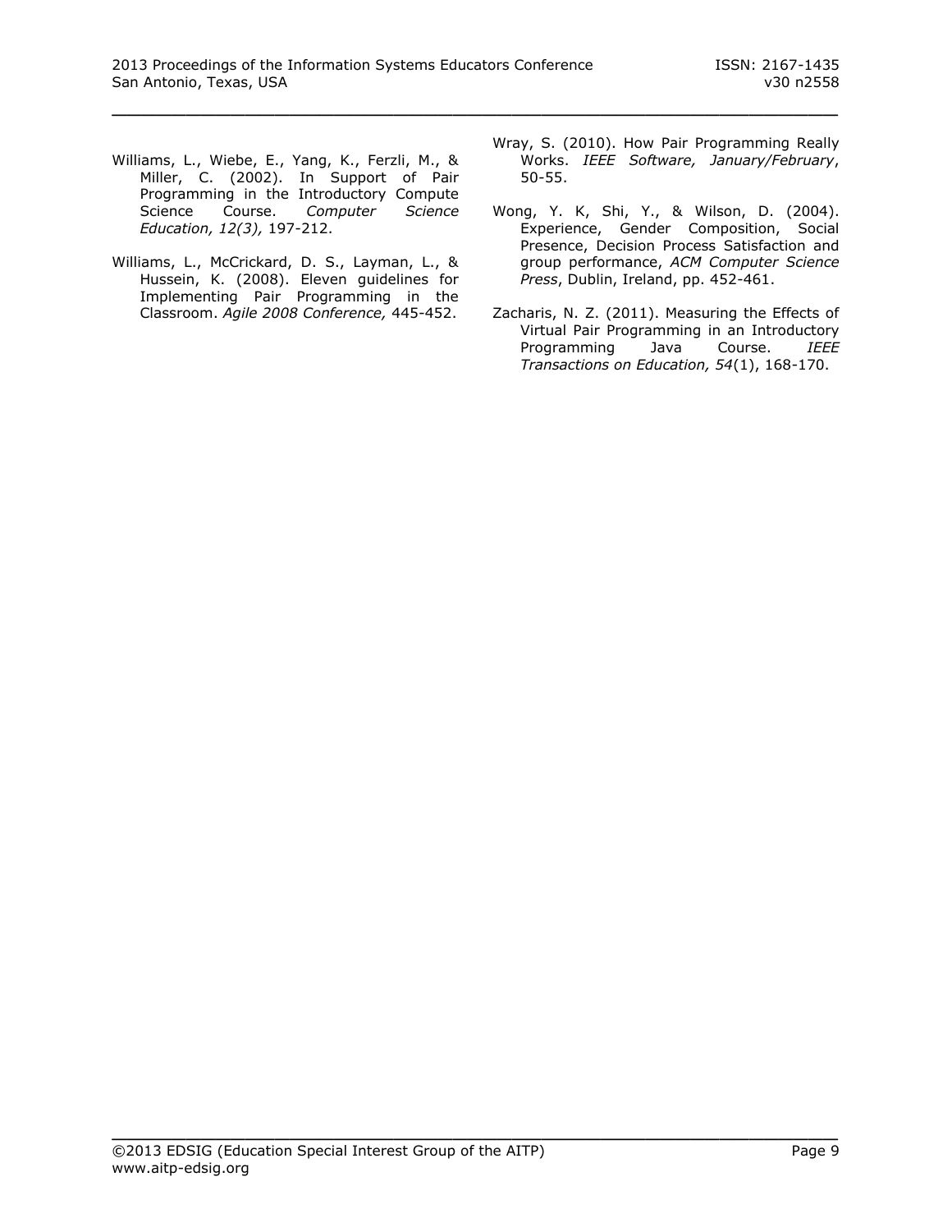Williams, L., Wiebe, E., Yang, K., Ferzli, M., & Miller, C. (2002). In Support of Pair Programming in the Introductory Compute Science Course. *Computer Science Education, 12(3),* 197-212.

Williams, L., McCrickard, D. S., Layman, L., & Hussein, K. (2008). Eleven guidelines for Implementing Pair Programming in the Classroom. *Agile 2008 Conference,* 445-452.

Wray, S. (2010). How Pair Programming Really Works. *IEEE Software, January/February*, 50-55.

Wong, Y. K, Shi, Y., & Wilson, D. (2004). Experience, Gender Composition, Social Presence, Decision Process Satisfaction and group performance, *ACM Computer Science Press*, Dublin, Ireland, pp. 452-461.

Zacharis, N. Z. (2011). Measuring the Effects of Virtual Pair Programming in an Introductory Programming Java Course. *IEEE Transactions on Education, 54*(1), 168-170.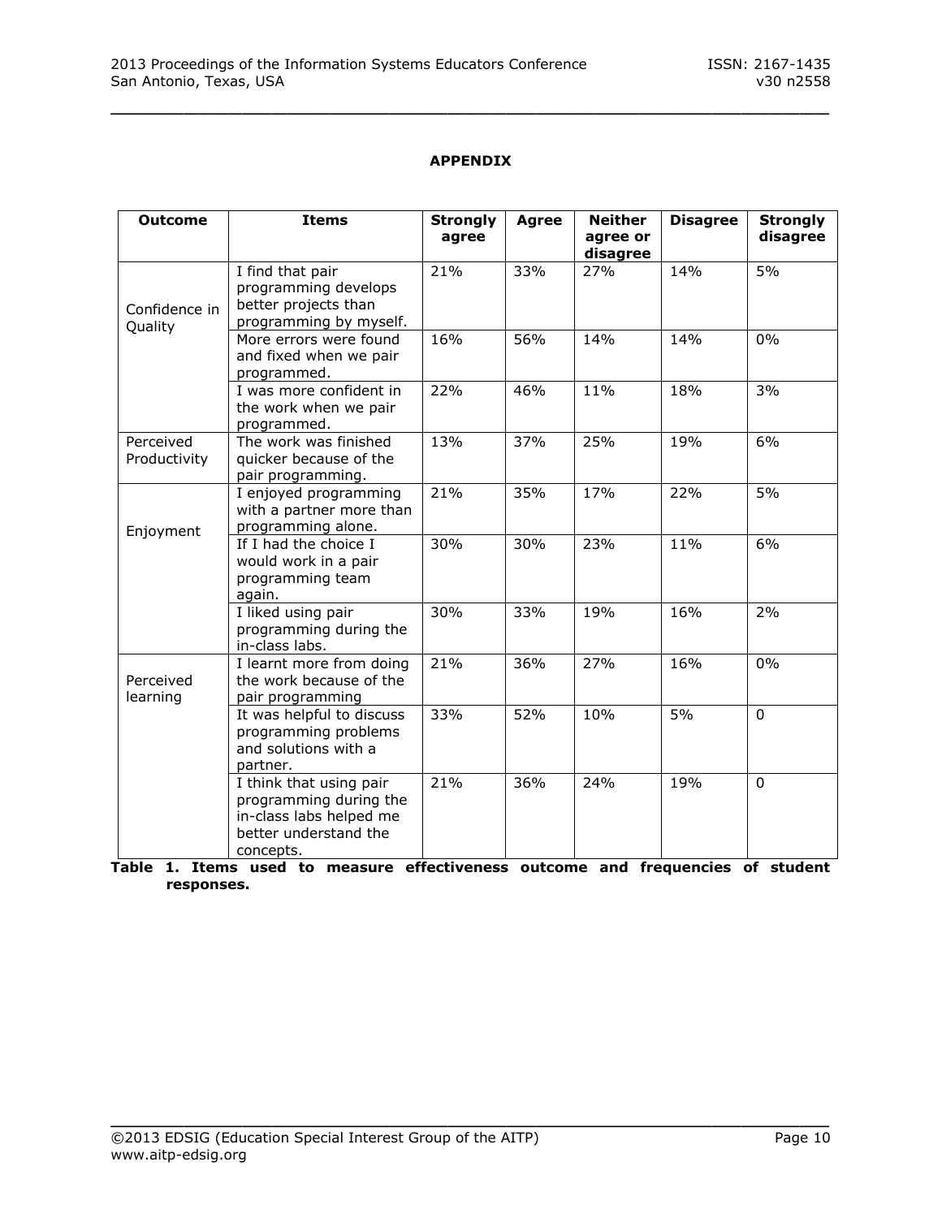**APPENDIX**

| Outcome | Items | Strongly agree | Agree | Neither agree or disagree | Disagree | Strongly disagree |
|---|---|---|---|---|---|---|
| Confidence in Quality | I find that pair programming develops better projects than programming by myself. | 21% | 33% | 27% | 14% | 5% |
| | More errors were found and fixed when we pair programmed. | 16% | 56% | 14% | 14% | 0% |
| | I was more confident in the work when we pair programmed. | 22% | 46% | 11% | 18% | 3% |
| Perceived Productivity | The work was finished quicker because of the pair programming. | 13% | 37% | 25% | 19% | 6% |
| Enjoyment | I enjoyed programming with a partner more than programming alone. | 21% | 35% | 17% | 22% | 5% |
| | If I had the choice I would work in a pair programming team again. | 30% | 30% | 23% | 11% | 6% |
| | I liked using pair programming during the in-class labs. | 30% | 33% | 19% | 16% | 2% |
| Perceived learning | I learnt more from doing the work because of the pair programming | 21% | 36% | 27% | 16% | 0% |
| | It was helpful to discuss programming problems and solutions with a partner. | 33% | 52% | 10% | 5% | 0 |
| | I think that using pair programming during the in-class labs helped me better understand the concepts. | 21% | 36% | 24% | 19% | 0 |

**Table 1. Items used to measure effectiveness outcome and frequencies of student responses.**